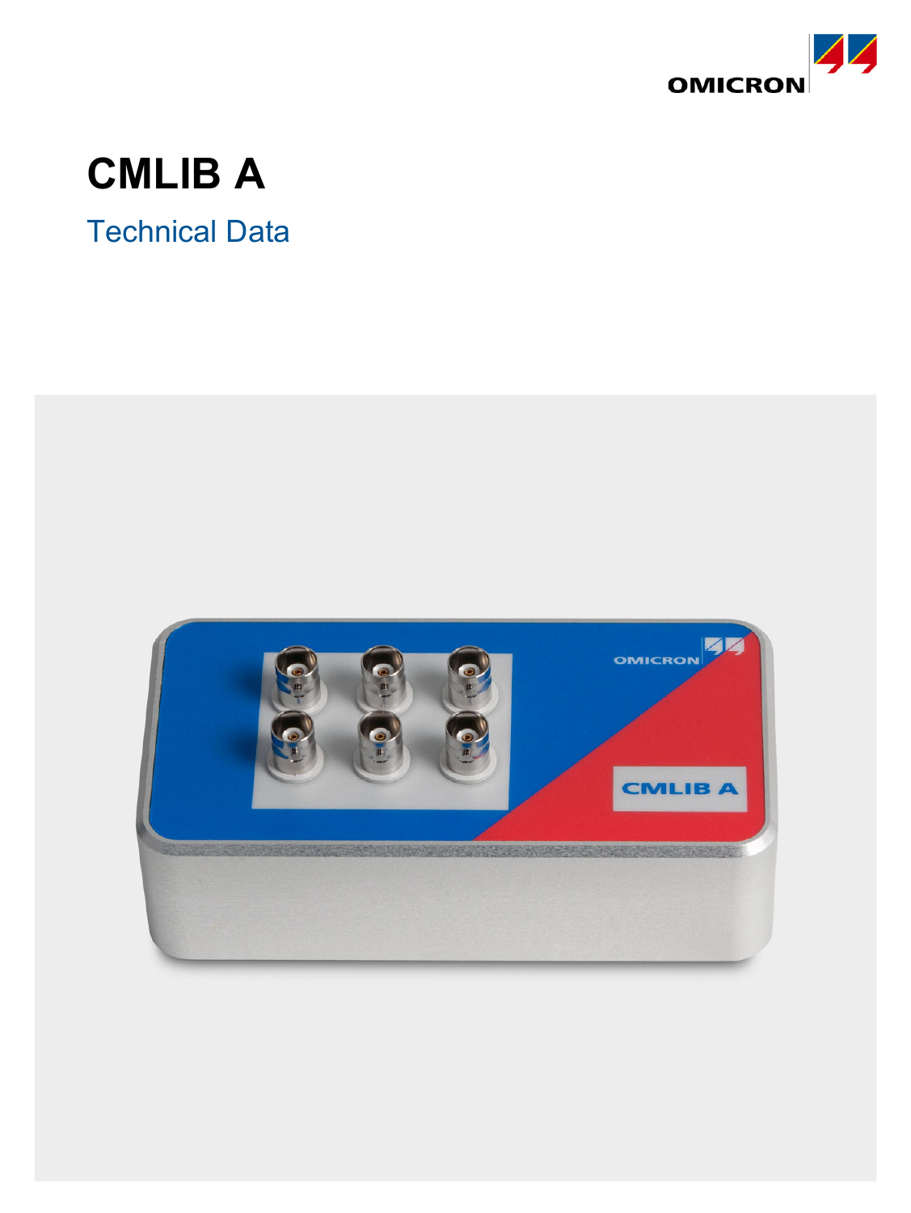OMICRON

# CMLIB A

## Technical Data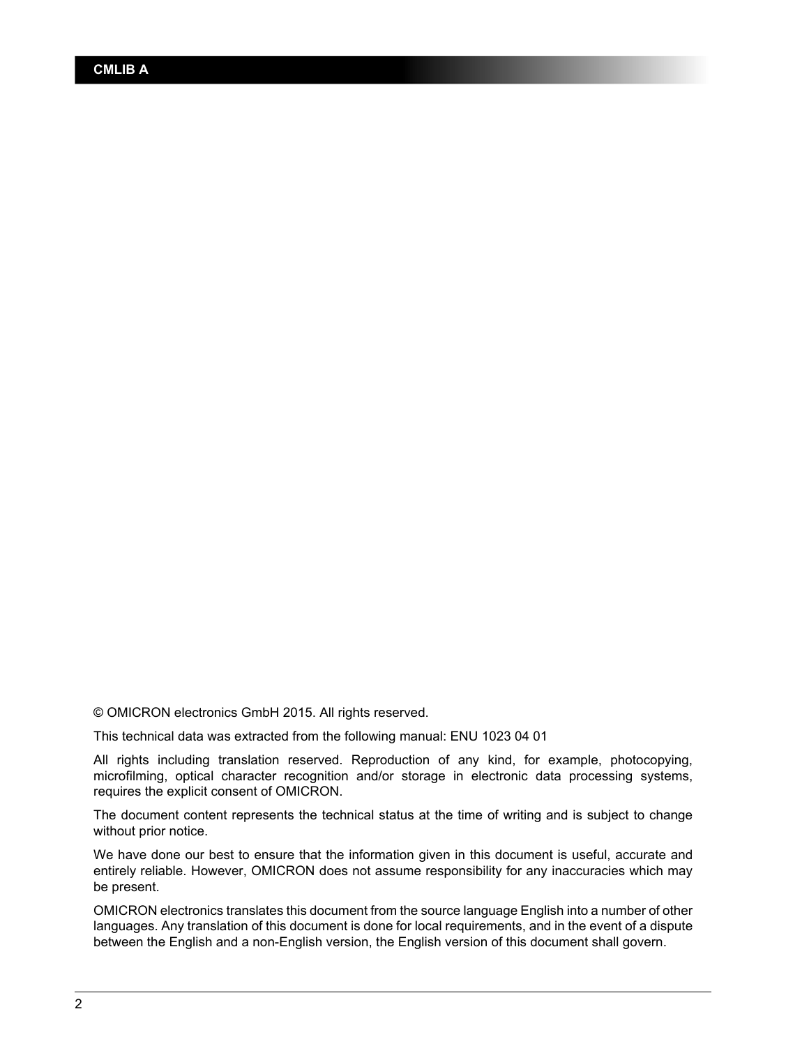© OMICRON electronics GmbH 2015. All rights reserved.

This technical data was extracted from the following manual: ENU 1023 04 01

All rights including translation reserved. Reproduction of any kind, for example, photocopying, microfilming, optical character recognition and/or storage in electronic data processing systems, requires the explicit consent of OMICRON.

The document content represents the technical status at the time of writing and is subject to change without prior notice.

We have done our best to ensure that the information given in this document is useful, accurate and entirely reliable. However, OMICRON does not assume responsibility for any inaccuracies which may be present.

OMICRON electronics translates this document from the source language English into a number of other languages. Any translation of this document is done for local requirements, and in the event of a dispute between the English and a non-English version, the English version of this document shall govern.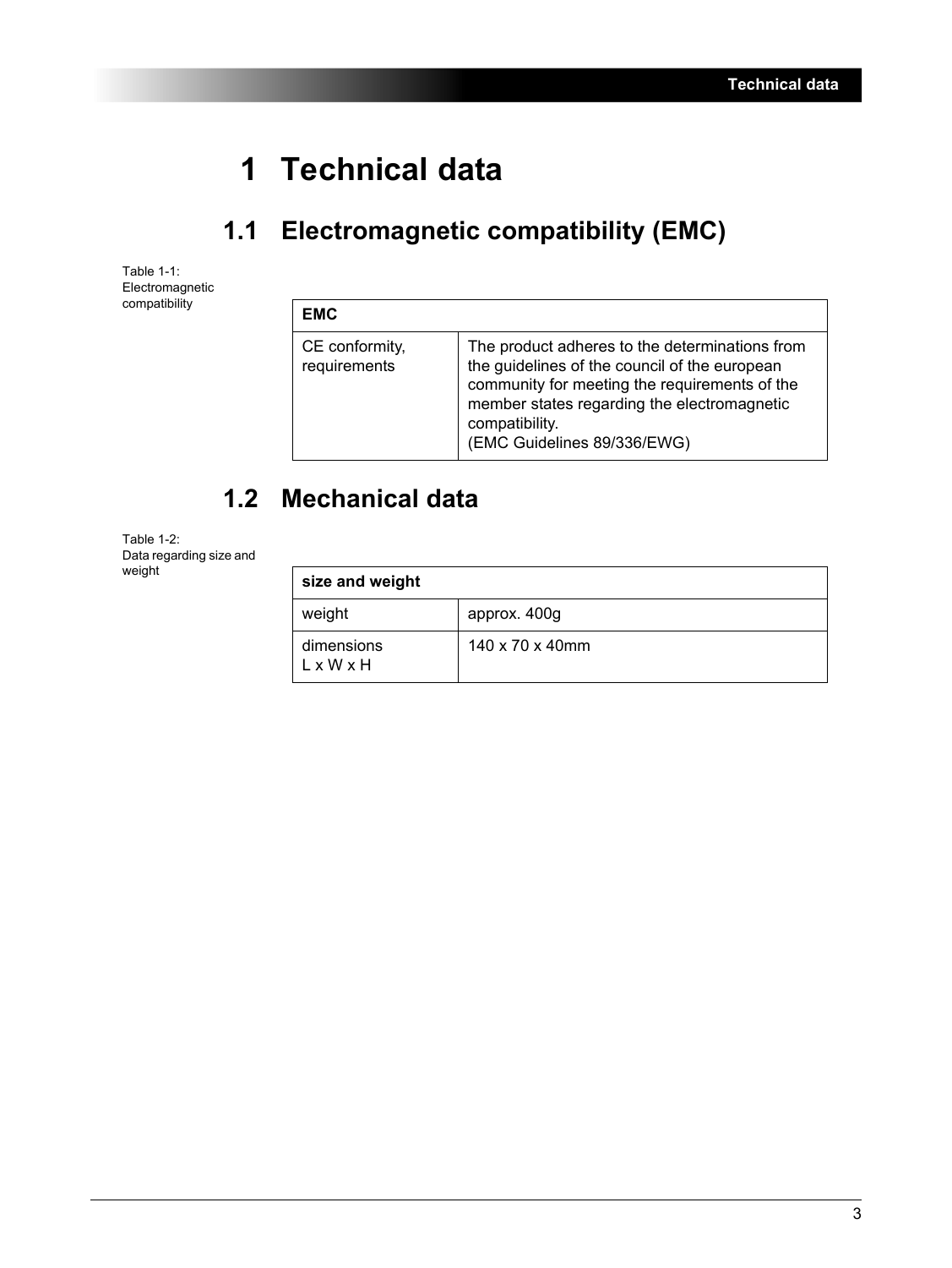# 1 Technical data

## 1.1 Electromagnetic compatibility (EMC)

Table 1-1: Electromagnetic compatibility

| EMC | |
|---|---|
| CE conformity, requirements | The product adheres to the determinations from the guidelines of the council of the european community for meeting the requirements of the member states regarding the electromagnetic compatibility.<br>(EMC Guidelines 89/336/EWG) |

## 1.2 Mechanical data

Table 1-2: Data regarding size and weight

| size and weight | |
|---|---|
| weight | approx. 400g |
| dimensions<br>L x W x H | 140 x 70 x 40mm |